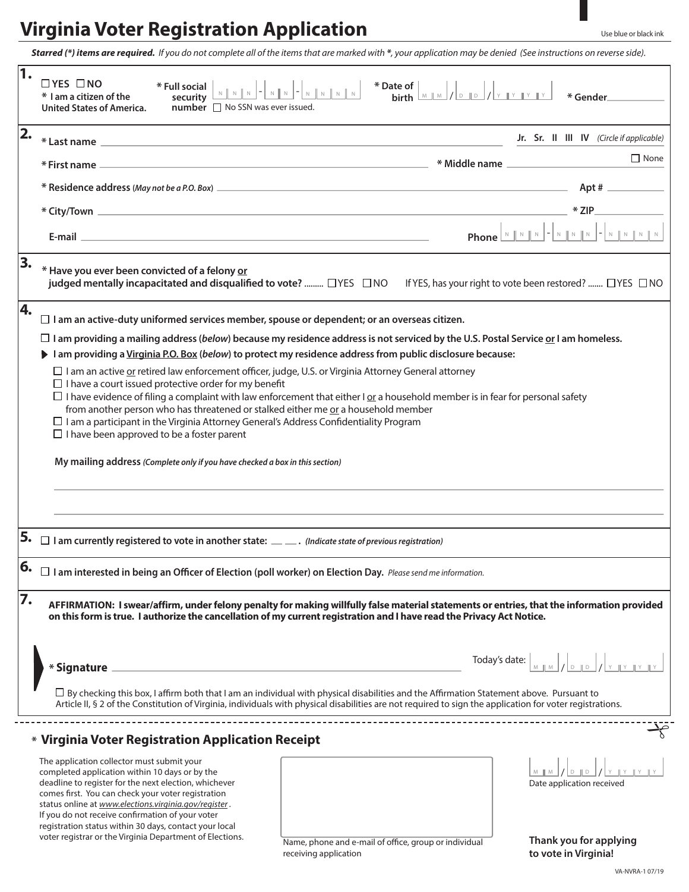# Virginia Voter Registration Application

Use blue or black ink

***Starred (*) items are required.*** *If you do not complete all of the items that are marked with *, your application may be denied (See instructions on reverse side).*

**1.**

☐ YES ☐ NO
**\* I am a citizen of the United States of America.**

**\* Full social security number** NNN - NN - NNNN ☐ No SSN was ever issued.

**\* Date of birth** MM / DD / YYYY

**\* Gender** ____________

**2.**

**\* Last name** ______________________________ **Jr. Sr. II III IV** *(Circle if applicable)*

**\* First name** ______________________________ **\* Middle name** ______________ ☐ None

**\* Residence address (*May not be a P.O. Box*)** ______________________________ **Apt #** ________

**\* City/Town** ______________________________ **\* ZIP** ________

**E-mail** ______________________________ **Phone** NNN - NNN - NNNN

**3.**

**\* Have you ever been convicted of a felony or judged mentally incapacitated and disqualified to vote?** ......... ☐ YES ☐ NO    If YES, has your right to vote been restored? ....... ☐ YES ☐ NO

**4.**

☐ **I am an active-duty uniformed services member, spouse or dependent; or an overseas citizen.**

☐ **I am providing a mailing address (*below*) because my residence address is not serviced by the U.S. Postal Service or I am homeless.**

▶ **I am providing a Virginia P.O. Box (*below*) to protect my residence address from public disclosure because:**

- ☐ I am an active or retired law enforcement officer, judge, U.S. or Virginia Attorney General attorney
- ☐ I have a court issued protective order for my benefit
- ☐ I have evidence of filing a complaint with law enforcement that either I or a household member is in fear for personal safety from another person who has threatened or stalked either me or a household member
- ☐ I am a participant in the Virginia Attorney General's Address Confidentiality Program
- ☐ I have been approved to be a foster parent

**My mailing address** ***(Complete only if you have checked a box in this section)***

______________________________________________________________

______________________________________________________________

**5.** ☐ **I am currently registered to vote in another state: __ __ .** ***(Indicate state of previous registration)***

**6.** ☐ **I am interested in being an Officer of Election (poll worker) on Election Day.** *Please send me information.*

**7.**

**AFFIRMATION: I swear/affirm, under felony penalty for making willfully false material statements or entries, that the information provided on this form is true. I authorize the cancellation of my current registration and I have read the Privacy Act Notice.**

**\* Signature** ______________________________ Today's date: MM / DD / YYYY

☐ By checking this box, I affirm both that I am an individual with physical disabilities and the Affirmation Statement above. Pursuant to Article II, § 2 of the Constitution of Virginia, individuals with physical disabilities are not required to sign the application for voter registrations.

---

## * Virginia Voter Registration Application Receipt

The application collector must submit your completed application within 10 days or by the deadline to register for the next election, whichever comes first. You can check your voter registration status online at *www.elections.virginia.gov/register*. If you do not receive confirmation of your voter registration status within 30 days, contact your local voter registrar or the Virginia Department of Elections.

Name, phone and e-mail of office, group or individual receiving application

MM / DD / YYYY
Date application received

**Thank you for applying to vote in Virginia!**

VA-NVRA-1 07/19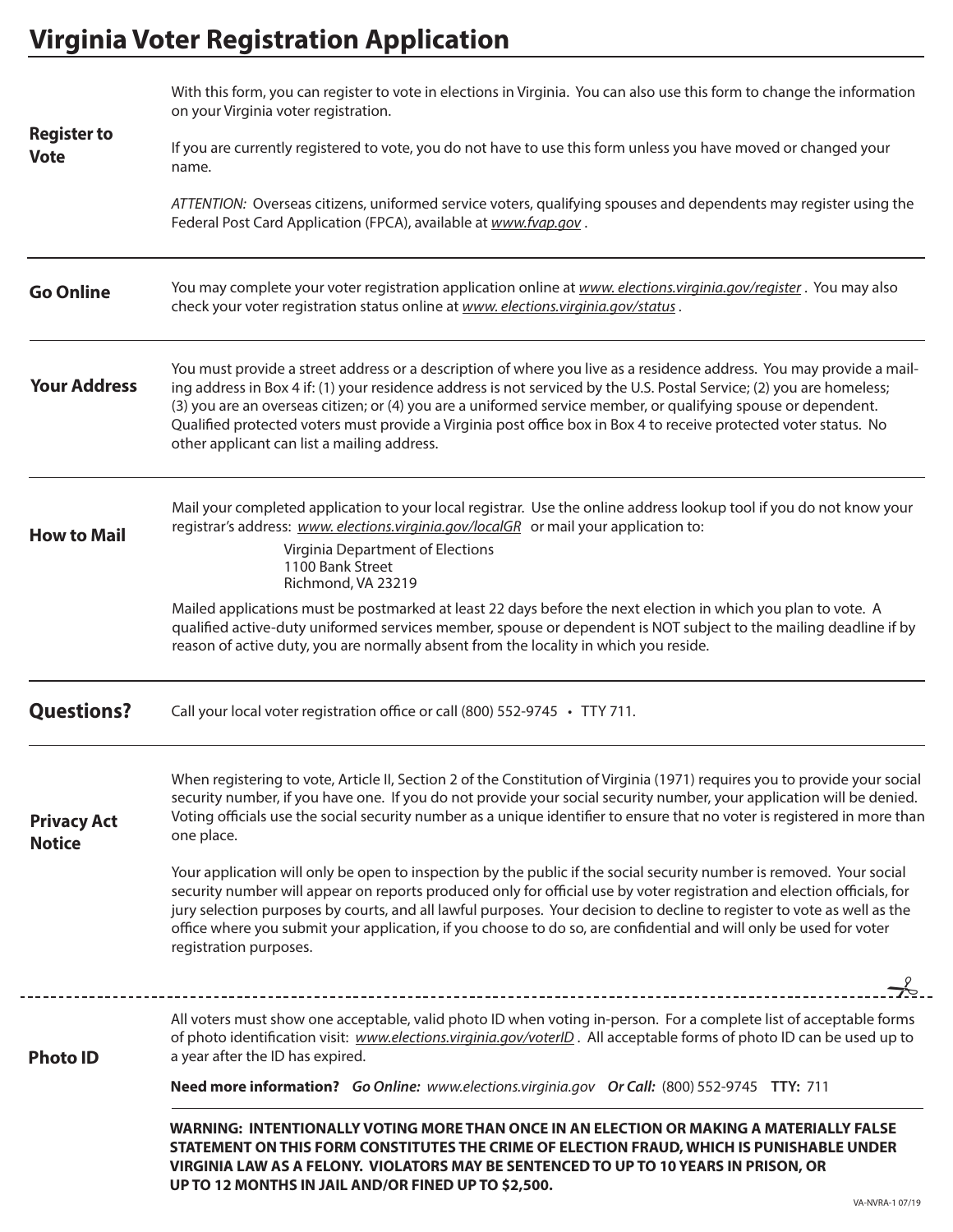# Virginia Voter Registration Application

## Register to Vote

With this form, you can register to vote in elections in Virginia. You can also use this form to change the information on your Virginia voter registration.

If you are currently registered to vote, you do not have to use this form unless you have moved or changed your name.

*ATTENTION:* Overseas citizens, uniformed service voters, qualifying spouses and dependents may register using the Federal Post Card Application (FPCA), available at *www.fvap.gov* .

## Go Online

You may complete your voter registration application online at *www. elections.virginia.gov/register* . You may also check your voter registration status online at *www. elections.virginia.gov/status* .

## Your Address

You must provide a street address or a description of where you live as a residence address. You may provide a mailing address in Box 4 if: (1) your residence address is not serviced by the U.S. Postal Service; (2) you are homeless; (3) you are an overseas citizen; or (4) you are a uniformed service member, or qualifying spouse or dependent. Qualified protected voters must provide a Virginia post office box in Box 4 to receive protected voter status. No other applicant can list a mailing address.

## How to Mail

Mail your completed application to your local registrar. Use the online address lookup tool if you do not know your registrar's address: *www. elections.virginia.gov/localGR* or mail your application to:

Virginia Department of Elections
1100 Bank Street
Richmond, VA 23219

Mailed applications must be postmarked at least 22 days before the next election in which you plan to vote. A qualified active-duty uniformed services member, spouse or dependent is NOT subject to the mailing deadline if by reason of active duty, you are normally absent from the locality in which you reside.

## Questions?

Call your local voter registration office or call (800) 552-9745 • TTY 711.

## Privacy Act Notice

When registering to vote, Article II, Section 2 of the Constitution of Virginia (1971) requires you to provide your social security number, if you have one. If you do not provide your social security number, your application will be denied. Voting officials use the social security number as a unique identifier to ensure that no voter is registered in more than one place.

Your application will only be open to inspection by the public if the social security number is removed. Your social security number will appear on reports produced only for official use by voter registration and election officials, for jury selection purposes by courts, and all lawful purposes. Your decision to decline to register to vote as well as the office where you submit your application, if you choose to do so, are confidential and will only be used for voter registration purposes.

---

## Photo ID

All voters must show one acceptable, valid photo ID when voting in-person. For a complete list of acceptable forms of photo identification visit: *www.elections.virginia.gov/voterID* . All acceptable forms of photo ID can be used up to a year after the ID has expired.

**Need more information?** ***Go Online:*** *www.elections.virginia.gov* ***Or Call:*** (800) 552-9745 **TTY:** 711

**WARNING: INTENTIONALLY VOTING MORE THAN ONCE IN AN ELECTION OR MAKING A MATERIALLY FALSE STATEMENT ON THIS FORM CONSTITUTES THE CRIME OF ELECTION FRAUD, WHICH IS PUNISHABLE UNDER VIRGINIA LAW AS A FELONY. VIOLATORS MAY BE SENTENCED TO UP TO 10 YEARS IN PRISON, OR UP TO 12 MONTHS IN JAIL AND/OR FINED UP TO $2,500.**

VA-NVRA-1 07/19